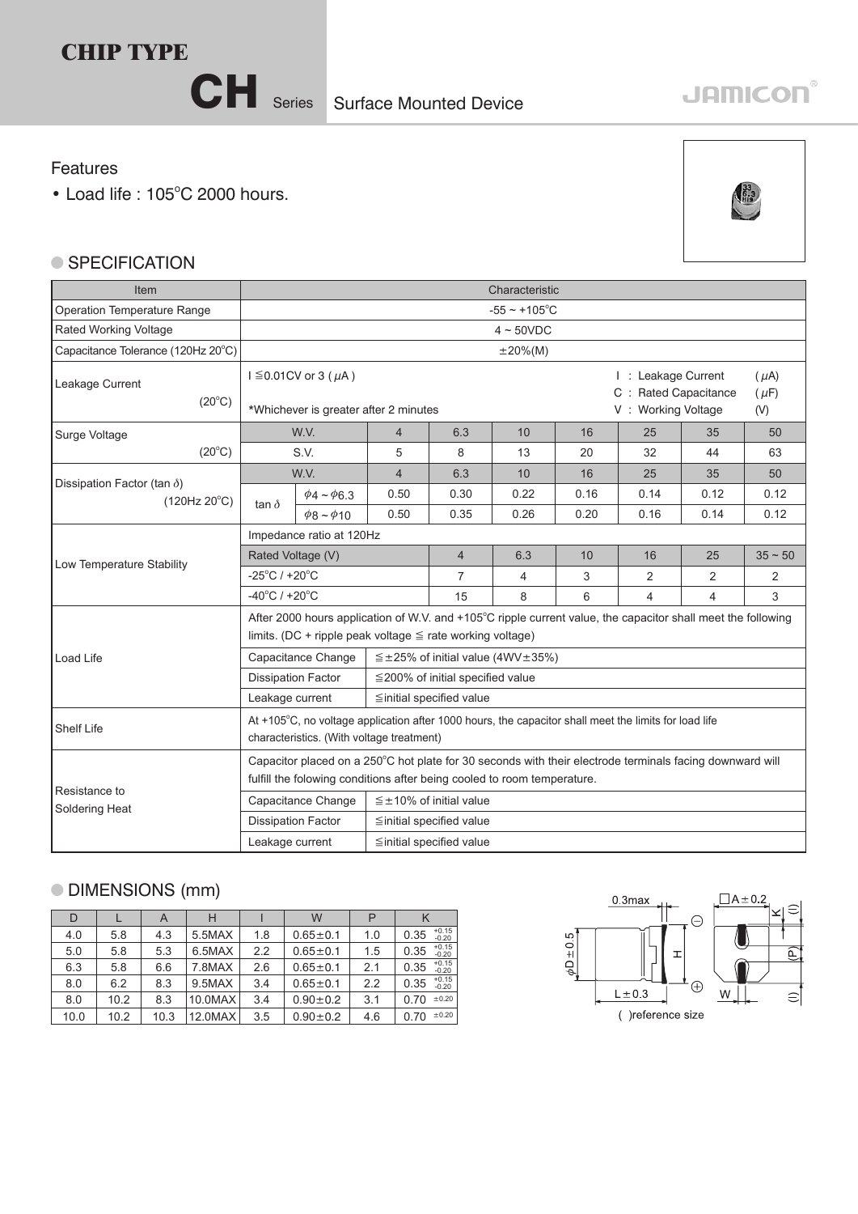# CHIP TYPE

## CH Series Surface Mounted Device

JAMICON

### Features

- Load life : 105°C 2000 hours.

### SPECIFICATION

| Item | Characteristic | | | | | | | |
|---|---|---|---|---|---|---|---|---|
| Operation Temperature Range | -55 ~ +105°C | | | | | | | |
| Rated Working Voltage | 4 ~ 50VDC | | | | | | | |
| Capacitance Tolerance (120Hz 20°C) | ±20%(M) | | | | | | | |
| Leakage Current (20°C) | I ≦0.01CV or 3 (μA) *Whichever is greater after 2 minutes; I : Leakage Current (μA), C : Rated Capacitance (μF), V : Working Voltage (V) | | | | | | | |
| Surge Voltage (20°C) | W.V. | 4 | 6.3 | 10 | 16 | 25 | 35 | 50 |
| | S.V. | 5 | 8 | 13 | 20 | 32 | 44 | 63 |
| Dissipation Factor (tan δ) (120Hz 20°C) | W.V. | 4 | 6.3 | 10 | 16 | 25 | 35 | 50 |
| | tan δ φ4 ~ φ6.3 | 0.50 | 0.30 | 0.22 | 0.16 | 0.14 | 0.12 | 0.12 |
| | tan δ φ8 ~ φ10 | 0.50 | 0.35 | 0.26 | 0.20 | 0.16 | 0.14 | 0.12 |
| Low Temperature Stability | Impedance ratio at 120Hz | | | | | | | |
| | Rated Voltage (V) | | 4 | 6.3 | 10 | 16 | 25 | 35 ~ 50 |
| | -25°C / +20°C | | 7 | 4 | 3 | 2 | 2 | 2 |
| | -40°C / +20°C | | 15 | 8 | 6 | 4 | 4 | 3 |
| Load Life | After 2000 hours application of W.V. and +105°C ripple current value, the capacitor shall meet the following limits. (DC + ripple peak voltage ≦ rate working voltage) | | | | | | | |
| | Capacitance Change | ≦±25% of initial value (4WV±35%) | | | | | | |
| | Dissipation Factor | ≦200% of initial specified value | | | | | | |
| | Leakage current | ≦initial specified value | | | | | | |
| Shelf Life | At +105°C, no voltage application after 1000 hours, the capacitor shall meet the limits for load life characteristics. (With voltage treatment) | | | | | | | |
| Resistance to Soldering Heat | Capacitor placed on a 250°C hot plate for 30 seconds with their electrode terminals facing downward will fulfill the folowing conditions after being cooled to room temperature. | | | | | | | |
| | Capacitance Change | ≦±10% of initial value | | | | | | |
| | Dissipation Factor | ≦initial specified value | | | | | | |
| | Leakage current | ≦initial specified value | | | | | | |

### DIMENSIONS (mm)

| D | L | A | H | I | W | P | K |
|---|---|---|---|---|---|---|---|
| 4.0 | 5.8 | 4.3 | 5.5MAX | 1.8 | 0.65±0.1 | 1.0 | 0.35 +0.15/-0.20 |
| 5.0 | 5.8 | 5.3 | 6.5MAX | 2.2 | 0.65±0.1 | 1.5 | 0.35 +0.15/-0.20 |
| 6.3 | 5.8 | 6.6 | 7.8MAX | 2.6 | 0.65±0.1 | 2.1 | 0.35 +0.15/-0.20 |
| 8.0 | 6.2 | 8.3 | 9.5MAX | 3.4 | 0.65±0.1 | 2.2 | 0.35 +0.15/-0.20 |
| 8.0 | 10.2 | 8.3 | 10.0MAX | 3.4 | 0.90±0.2 | 3.1 | 0.70 ±0.20 |
| 10.0 | 10.2 | 10.3 | 12.0MAX | 3.5 | 0.90±0.2 | 4.6 | 0.70 ±0.20 |

0.3max, φD±0.5, L±0.3, H, □A±0.2, K, W, (I), (P)

( )reference size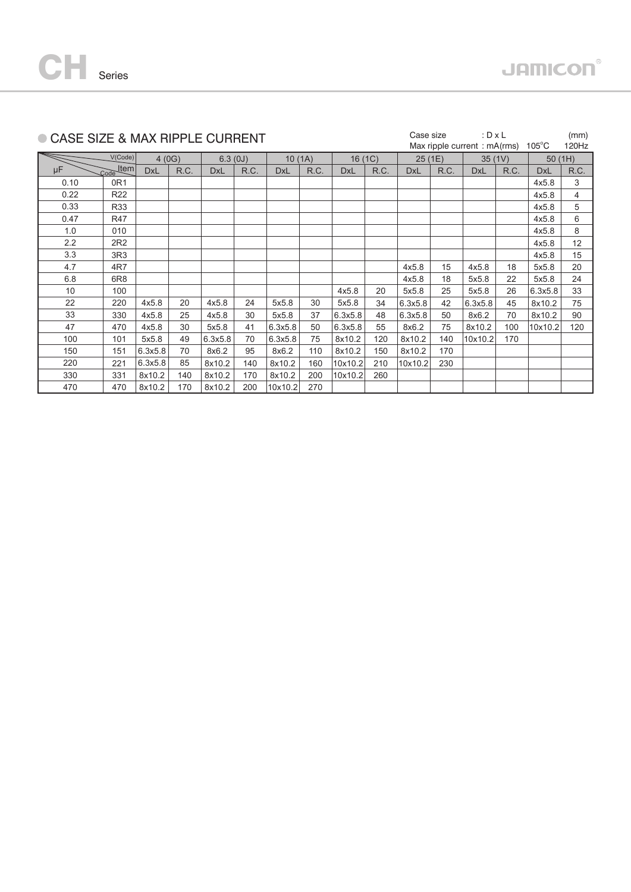## ● CASE SIZE & MAX RIPPLE CURRENT

Case size : D x L (mm)
Max ripple current : mA(rms) 105°C 120Hz

| μF \ V(Code) | Code \ Item | 4 (0G) | | 6.3 (0J) | | 10 (1A) | | 16 (1C) | | 25 (1E) | | 35 (1V) | | 50 (1H) | |
|---|---|---|---|---|---|---|---|---|---|---|---|---|---|---|---|
| | | DxL | R.C. | DxL | R.C. | DxL | R.C. | DxL | R.C. | DxL | R.C. | DxL | R.C. | DxL | R.C. |
| 0.10 | 0R1 | | | | | | | | | | | | | 4x5.8 | 3 |
| 0.22 | R22 | | | | | | | | | | | | | 4x5.8 | 4 |
| 0.33 | R33 | | | | | | | | | | | | | 4x5.8 | 5 |
| 0.47 | R47 | | | | | | | | | | | | | 4x5.8 | 6 |
| 1.0 | 010 | | | | | | | | | | | | | 4x5.8 | 8 |
| 2.2 | 2R2 | | | | | | | | | | | | | 4x5.8 | 12 |
| 3.3 | 3R3 | | | | | | | | | | | | | 4x5.8 | 15 |
| 4.7 | 4R7 | | | | | | | | | 4x5.8 | 15 | 4x5.8 | 18 | 5x5.8 | 20 |
| 6.8 | 6R8 | | | | | | | | | 4x5.8 | 18 | 5x5.8 | 22 | 5x5.8 | 24 |
| 10 | 100 | | | | | | | 4x5.8 | 20 | 5x5.8 | 25 | 5x5.8 | 26 | 6.3x5.8 | 33 |
| 22 | 220 | 4x5.8 | 20 | 4x5.8 | 24 | 5x5.8 | 30 | 5x5.8 | 34 | 6.3x5.8 | 42 | 6.3x5.8 | 45 | 8x10.2 | 75 |
| 33 | 330 | 4x5.8 | 25 | 4x5.8 | 30 | 5x5.8 | 37 | 6.3x5.8 | 48 | 6.3x5.8 | 50 | 8x6.2 | 70 | 8x10.2 | 90 |
| 47 | 470 | 4x5.8 | 30 | 5x5.8 | 41 | 6.3x5.8 | 50 | 6.3x5.8 | 55 | 8x6.2 | 75 | 8x10.2 | 100 | 10x10.2 | 120 |
| 100 | 101 | 5x5.8 | 49 | 6.3x5.8 | 70 | 6.3x5.8 | 75 | 8x10.2 | 120 | 8x10.2 | 140 | 10x10.2 | 170 | | |
| 150 | 151 | 6.3x5.8 | 70 | 8x6.2 | 95 | 8x6.2 | 110 | 8x10.2 | 150 | 8x10.2 | 170 | | | | |
| 220 | 221 | 6.3x5.8 | 85 | 8x10.2 | 140 | 8x10.2 | 160 | 10x10.2 | 210 | 10x10.2 | 230 | | | | |
| 330 | 331 | 8x10.2 | 140 | 8x10.2 | 170 | 8x10.2 | 200 | 10x10.2 | 260 | | | | | | |
| 470 | 470 | 8x10.2 | 170 | 8x10.2 | 200 | 10x10.2 | 270 | | | | | | | | |